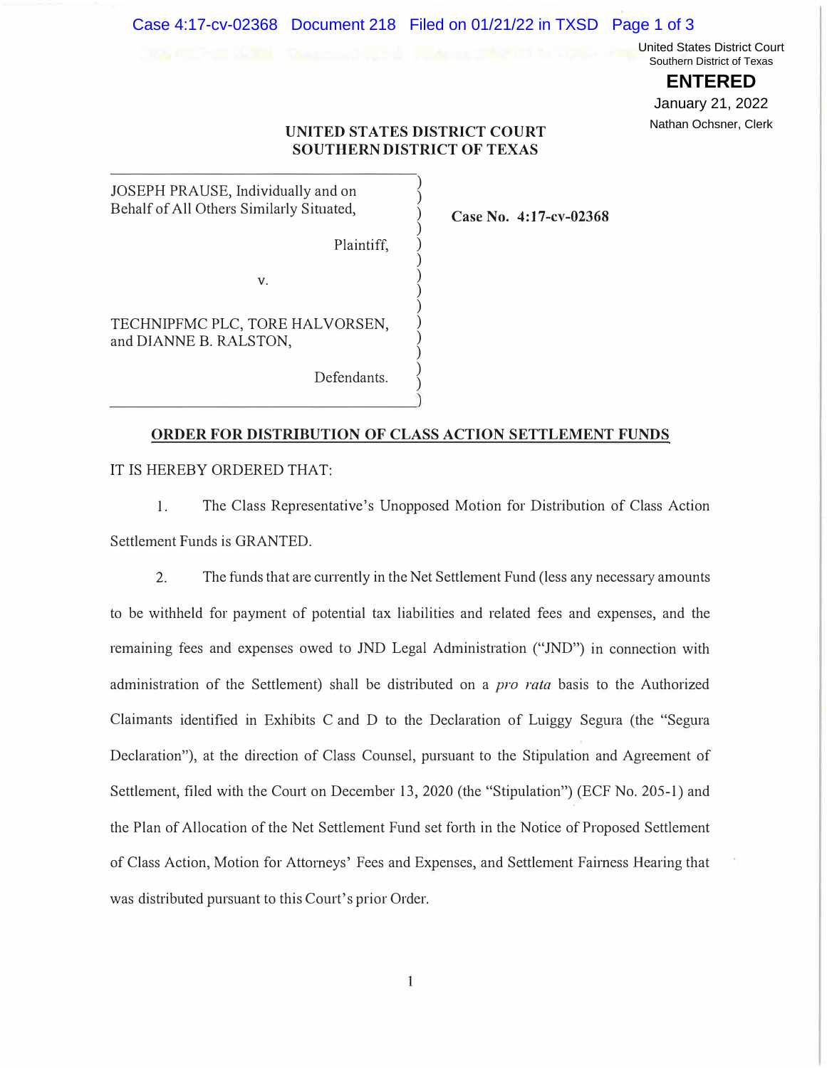United States District Court
Southern District of Texas

**ENTERED**

January 21, 2022

Nathan Ochsner, Clerk

**UNITED STATES DISTRICT COURT**
**SOUTHERN DISTRICT OF TEXAS**

JOSEPH PRAUSE, Individually and on Behalf of All Others Similarly Situated,

Plaintiff,

v.

TECHNIPFMC PLC, TORE HALVORSEN, and DIANNE B. RALSTON,

Defendants.

**Case No. 4:17-cv-02368**

## ORDER FOR DISTRIBUTION OF CLASS ACTION SETTLEMENT FUNDS

IT IS HEREBY ORDERED THAT:

1. The Class Representative's Unopposed Motion for Distribution of Class Action Settlement Funds is GRANTED.

2. The funds that are currently in the Net Settlement Fund (less any necessary amounts to be withheld for payment of potential tax liabilities and related fees and expenses, and the remaining fees and expenses owed to JND Legal Administration ("JND") in connection with administration of the Settlement) shall be distributed on a *pro rata* basis to the Authorized Claimants identified in Exhibits C and D to the Declaration of Luiggy Segura (the "Segura Declaration"), at the direction of Class Counsel, pursuant to the Stipulation and Agreement of Settlement, filed with the Court on December 13, 2020 (the "Stipulation") (ECF No. 205-1) and the Plan of Allocation of the Net Settlement Fund set forth in the Notice of Proposed Settlement of Class Action, Motion for Attorneys' Fees and Expenses, and Settlement Fairness Hearing that was distributed pursuant to this Court's prior Order.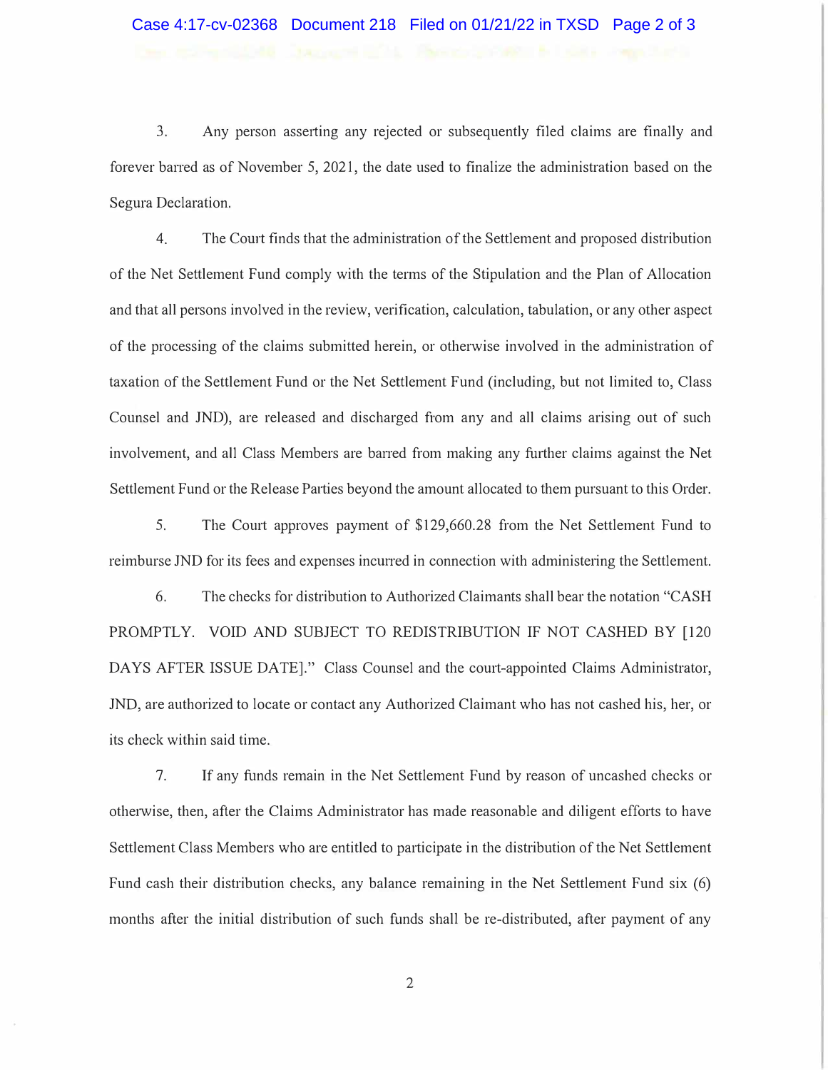3. Any person asserting any rejected or subsequently filed claims are finally and forever barred as of November 5, 2021, the date used to finalize the administration based on the Segura Declaration.

4. The Court finds that the administration of the Settlement and proposed distribution of the Net Settlement Fund comply with the terms of the Stipulation and the Plan of Allocation and that all persons involved in the review, verification, calculation, tabulation, or any other aspect of the processing of the claims submitted herein, or otherwise involved in the administration of taxation of the Settlement Fund or the Net Settlement Fund (including, but not limited to, Class Counsel and JND), are released and discharged from any and all claims arising out of such involvement, and all Class Members are barred from making any further claims against the Net Settlement Fund or the Release Parties beyond the amount allocated to them pursuant to this Order.

5. The Court approves payment of $129,660.28 from the Net Settlement Fund to reimburse JND for its fees and expenses incurred in connection with administering the Settlement.

6. The checks for distribution to Authorized Claimants shall bear the notation "CASH PROMPTLY. VOID AND SUBJECT TO REDISTRIBUTION IF NOT CASHED BY [120 DAYS AFTER ISSUE DATE]." Class Counsel and the court-appointed Claims Administrator, JND, are authorized to locate or contact any Authorized Claimant who has not cashed his, her, or its check within said time.

7. If any funds remain in the Net Settlement Fund by reason of uncashed checks or otherwise, then, after the Claims Administrator has made reasonable and diligent efforts to have Settlement Class Members who are entitled to participate in the distribution of the Net Settlement Fund cash their distribution checks, any balance remaining in the Net Settlement Fund six (6) months after the initial distribution of such funds shall be re-distributed, after payment of any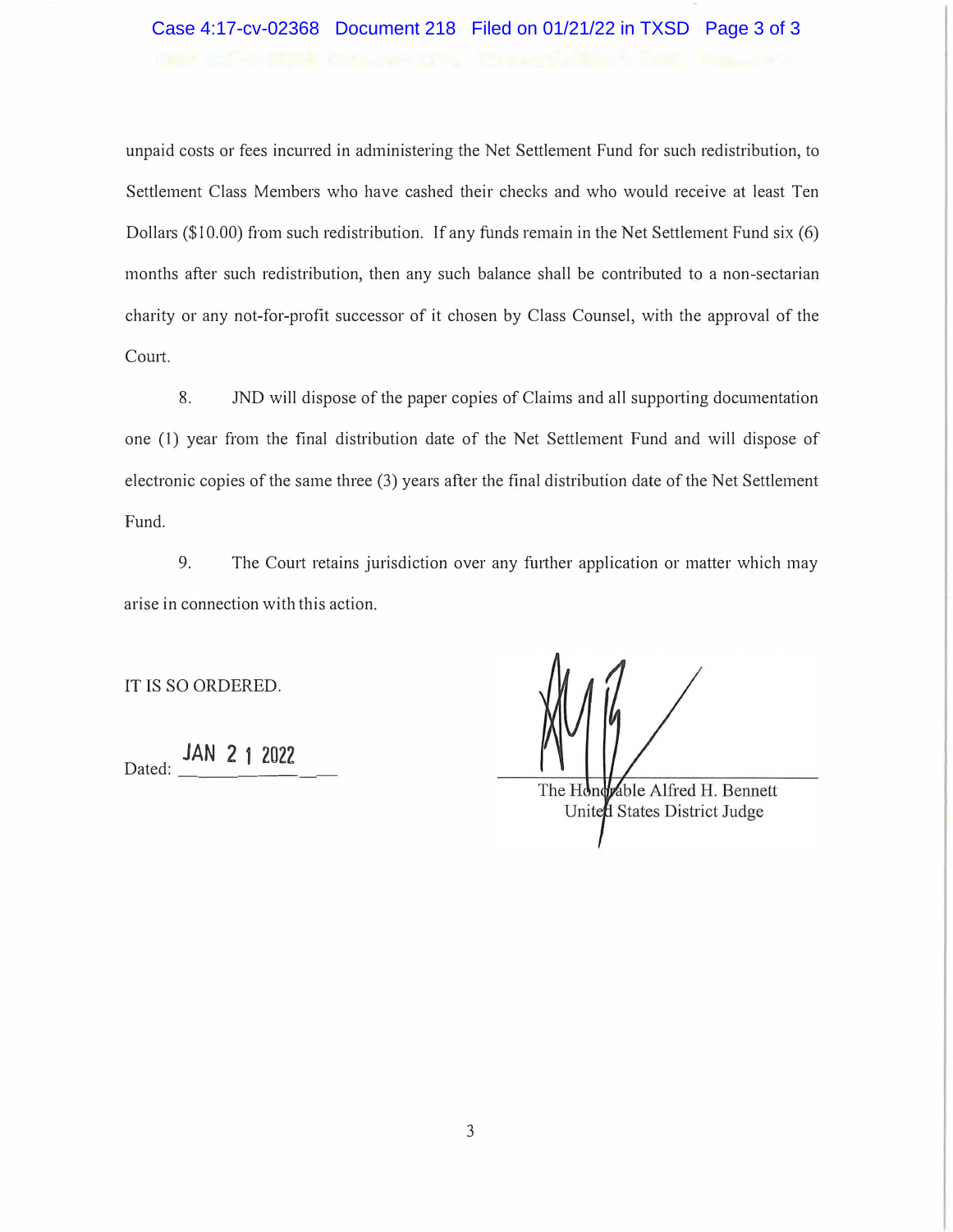unpaid costs or fees incurred in administering the Net Settlement Fund for such redistribution, to Settlement Class Members who have cashed their checks and who would receive at least Ten Dollars ($10.00) from such redistribution. If any funds remain in the Net Settlement Fund six (6) months after such redistribution, then any such balance shall be contributed to a non-sectarian charity or any not-for-profit successor of it chosen by Class Counsel, with the approval of the Court.

8. JND will dispose of the paper copies of Claims and all supporting documentation one (1) year from the final distribution date of the Net Settlement Fund and will dispose of electronic copies of the same three (3) years after the final distribution date of the Net Settlement Fund.

9. The Court retains jurisdiction over any further application or matter which may arise in connection with this action.

IT IS SO ORDERED.

Dated: JAN 21 2022

The Honorable Alfred H. Bennett
United States District Judge